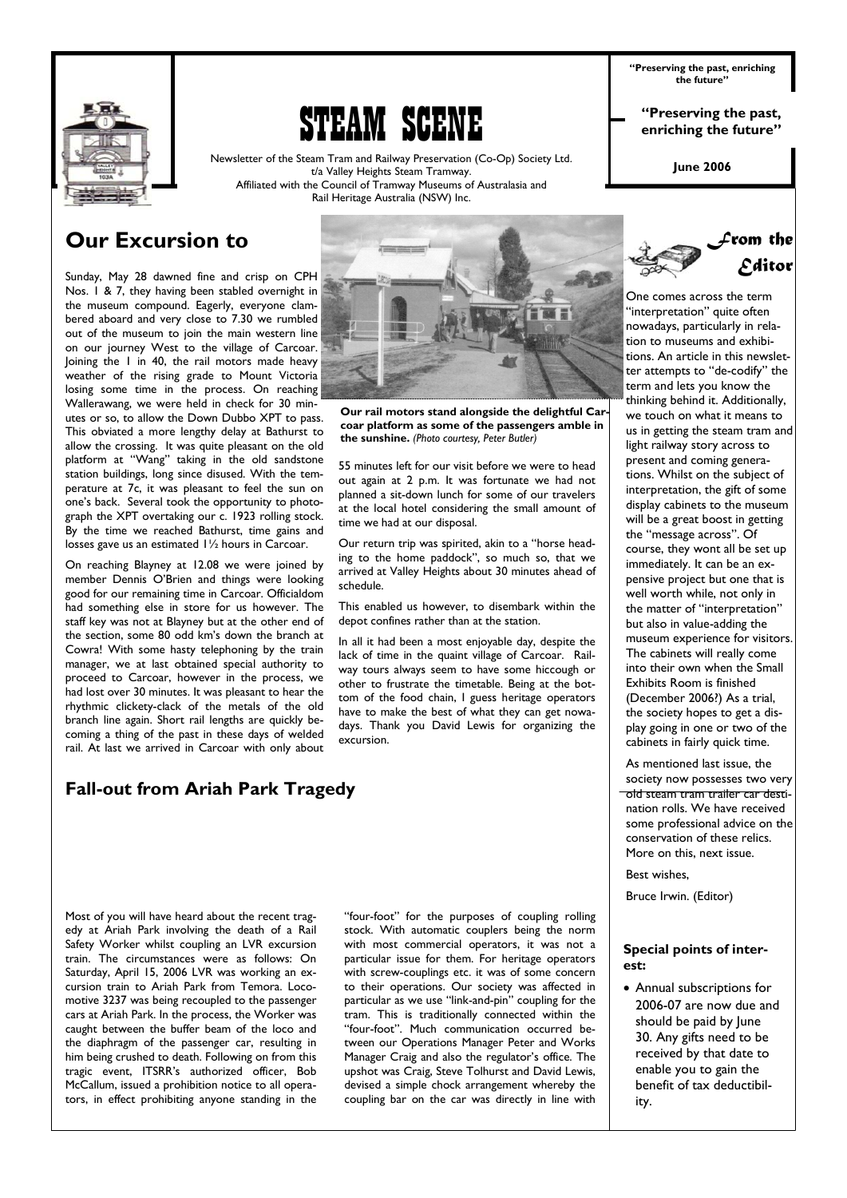# STEAM SCENE

Newsletter of the Steam Tram and Railway Preservation (Co-Op) Society Ltd. t/a Valley Heights Steam Tramway. Affiliated with the Council of Tramway Museums of Australasia and Rail Heritage Australia (NSW) Inc.

**"Preserving the past, enriching the future"**

**June 2006**

## Our Excursion to

Sunday, May 28 dawned fine and crisp on CPH Nos. 1 & 7, they having been stabled overnight in the museum compound. Eagerly, everyone clambered aboard and very close to 7.30 we rumbled out of the museum to join the main western line on our journey West to the village of Carcoar. Joining the 1 in 40, the rail motors made heavy weather of the rising grade to Mount Victoria losing some time in the process. On reaching Wallerawang, we were held in check for 30 minutes or so, to allow the Down Dubbo XPT to pass. This obviated a more lengthy delay at Bathurst to allow the crossing. It was quite pleasant on the old platform at "Wang" taking in the old sandstone station buildings, long since disused. With the temperature at 7c, it was pleasant to feel the sun on one's back. Several took the opportunity to photograph the XPT overtaking our c. 1923 rolling stock. By the time we reached Bathurst, time gains and losses gave us an estimated 1½ hours in Carcoar.

On reaching Blayney at 12.08 we were joined by member Dennis O'Brien and things were looking good for our remaining time in Carcoar. Officialdom had something else in store for us however. The staff key was not at Blayney but at the other end of the section, some 80 odd km's down the branch at Cowra! With some hasty telephoning by the train manager, we at last obtained special authority to proceed to Carcoar, however in the process, we had lost over 30 minutes. It was pleasant to hear the rhythmic clickety-clack of the metals of the old branch line again. Short rail lengths are quickly becoming a thing of the past in these days of welded rail. At last we arrived in Carcoar with only about 55 minutes left for our visit before we were to head out again at 2 p.m. It was fortunate we had not planned a sit-down lunch for some of our travelers at the local hotel considering the small amount of time we had at our disposal.

**Our rail motors stand alongside the delightful Carcoar platform as some of the passengers amble in the sunshine.** *(Photo courtesy, Peter Butler)*

Our return trip was spirited, akin to a "horse heading to the home paddock", so much so, that we arrived at Valley Heights about 30 minutes ahead of schedule.

This enabled us however, to disembark within the depot confines rather than at the station.

In all it had been a most enjoyable day, despite the lack of time in the quaint village of Carcoar. Railway tours always seem to have some hiccough or other to frustrate the timetable. Being at the bottom of the food chain, I guess heritage operators have to make the best of what they can get nowadays. Thank you David Lewis for organizing the excursion.

## Fall-out from Ariah Park Tragedy

Most of you will have heard about the recent tragedy at Ariah Park involving the death of a Rail Safety Worker whilst coupling an LVR excursion train. The circumstances were as follows: On Saturday, April 15, 2006 LVR was working an excursion train to Ariah Park from Temora. Locomotive 3237 was being recoupled to the passenger cars at Ariah Park. In the process, the Worker was caught between the buffer beam of the loco and the diaphragm of the passenger car, resulting in him being crushed to death. Following on from this tragic event, ITSRR's authorized officer, Bob McCallum, issued a prohibition notice to all operators, in effect prohibiting anyone standing in the "four-foot" for the purposes of coupling rolling stock. With automatic couplers being the norm with most commercial operators, it was not a particular issue for them. For heritage operators with screw-couplings etc. it was of some concern to their operations. Our society was affected in particular as we use "link-and-pin" coupling for the tram. This is traditionally connected within the "four-foot". Much communication occurred between our Operations Manager Peter and Works Manager Craig and also the regulator's office. The upshot was Craig, Steve Tolhurst and David Lewis, devised a simple chock arrangement whereby the coupling bar on the car was directly in line with

## From the Editor

One comes across the term "interpretation" quite often nowadays, particularly in relation to museums and exhibitions. An article in this newsletter attempts to "de-codify" the term and lets you know the thinking behind it. Additionally, we touch on what it means to us in getting the steam tram and light railway story across to present and coming generations. Whilst on the subject of interpretation, the gift of some display cabinets to the museum will be a great boost in getting the "message across". Of course, they wont all be set up immediately. It can be an expensive project but one that is well worth while, not only in the matter of "interpretation" but also in value-adding the museum experience for visitors. The cabinets will really come into their own when the Small Exhibits Room is finished (December 2006?) As a trial, the society hopes to get a display going in one or two of the cabinets in fairly quick time.

As mentioned last issue, the society now possesses two very old steam tram trailer car destination rolls. We have received some professional advice on the conservation of these relics. More on this, next issue.

Best wishes,

Bruce Irwin. (Editor)

**Special points of interest:**

- Annual subscriptions for 2006-07 are now due and should be paid by June 30. Any gifts need to be received by that date to enable you to gain the benefit of tax deductibility.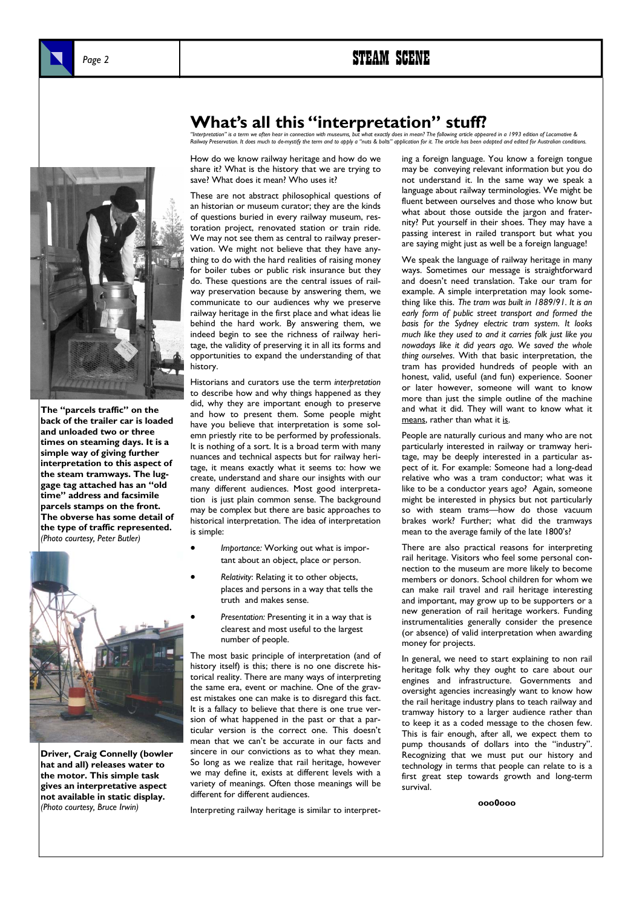# What's all this "interpretation" stuff?

*"Interpretation" is a term we often hear in connection with museums, but what exactly does in mean? The following article appeared in a 1993 edition of Locomotive & Railway Preservation. It does much to de-mystify the term and to apply a "nuts & bolts" application for it. The article has been adapted and edited for Australian conditions.*

How do we know railway heritage and how do we share it? What is the history that we are trying to save? What does it mean? Who uses it?

These are not abstract philosophical questions of an historian or museum curator; they are the kinds of questions buried in every railway museum, restoration project, renovated station or train ride. We may not see them as central to railway preservation. We might not believe that they have anything to do with the hard realities of raising money for boiler tubes or public risk insurance but they do. These questions are the central issues of railway preservation because by answering them, we communicate to our audiences why we preserve railway heritage in the first place and what ideas lie behind the hard work. By answering them, we indeed begin to see the richness of railway heritage, the validity of preserving it in all its forms and opportunities to expand the understanding of that history.

Historians and curators use the term *interpretation* to describe how and why things happened as they did, why they are important enough to preserve and how to present them. Some people might have you believe that interpretation is some solemn priestly rite to be performed by professionals. It is nothing of a sort. It is a broad term with many nuances and technical aspects but for railway heritage, it means exactly what it seems to: how we create, understand and share our insights with our many different audiences. Most good interpretation is just plain common sense. The background may be complex but there are basic approaches to historical interpretation. The idea of interpretation is simple:

- *Importance:* Working out what is important about an object, place or person.
- *Relativity*: Relating it to other objects, places and persons in a way that tells the truth and makes sense.
- *Presentation:* Presenting it in a way that is clearest and most useful to the largest number of people.

The most basic principle of interpretation (and of history itself) is this; there is no one discrete historical reality. There are many ways of interpreting the same era, event or machine. One of the gravest mistakes one can make is to disregard this fact. It is a fallacy to believe that there is one true version of what happened in the past or that a particular version is the correct one. This doesn't mean that we can't be accurate in our facts and sincere in our convictions as to what they mean. So long as we realize that rail heritage, however we may define it, exists at different levels with a variety of meanings. Often those meanings will be different for different audiences.

Interpreting railway heritage is similar to interpreting a foreign language. You know a foreign tongue may be conveying relevant information but you do not understand it. In the same way we speak a language about railway terminologies. We might be fluent between ourselves and those who know but what about those outside the jargon and fraternity? Put yourself in their shoes. They may have a passing interest in railed transport but what you are saying might just as well be a foreign language!

We speak the language of railway heritage in many ways. Sometimes our message is straightforward and doesn't need translation. Take our tram for example. A simple interpretation may look something like this. *The tram was built in 1889/91. It is an early form of public street transport and formed the basis for the Sydney electric tram system. It looks much like they used to and it carries folk just like you nowadays like it did years ago. We saved the whole thing ourselves.* With that basic interpretation, the tram has provided hundreds of people with an honest, valid, useful (and fun) experience. Sooner or later however, someone will want to know more than just the simple outline of the machine and what it did. They will want to know what it means, rather than what it is.

People are naturally curious and many who are not particularly interested in railway or tramway heritage, may be deeply interested in a particular aspect of it. For example: Someone had a long-dead relative who was a tram conductor; what was it like to be a conductor years ago? Again, someone might be interested in physics but not particularly so with steam trams—how do those vacuum brakes work? Further; what did the tramways mean to the average family of the late 1800's?

There are also practical reasons for interpreting rail heritage. Visitors who feel some personal connection to the museum are more likely to become members or donors. School children for whom we can make rail travel and rail heritage interesting and important, may grow up to be supporters or a new generation of rail heritage workers. Funding instrumentalities generally consider the presence (or absence) of valid interpretation when awarding money for projects.

In general, we need to start explaining to non rail heritage folk why they ought to care about our engines and infrastructure. Governments and oversight agencies increasingly want to know how the rail heritage industry plans to teach railway and tramway history to a larger audience rather than to keep it as a coded message to the chosen few. This is fair enough, after all, we expect them to pump thousands of dollars into the "industry". Recognizing that we must put our history and technology in terms that people can relate to is a first great step towards growth and long-term survival.

ooo0ooo

**The "parcels traffic" on the back of the trailer car is loaded and unloaded two or three times on steaming days. It is a simple way of giving further interpretation to this aspect of the steam tramways. The luggage tag attached has an "old time" address and facsimile parcels stamps on the front. The obverse has some detail of the type of traffic represented.** *(Photo courtesy, Peter Butler)*

**Driver, Craig Connelly (bowler hat and all) releases water to the motor. This simple task gives an interpretative aspect not available in static display.** *(Photo courtesy, Bruce Irwin)*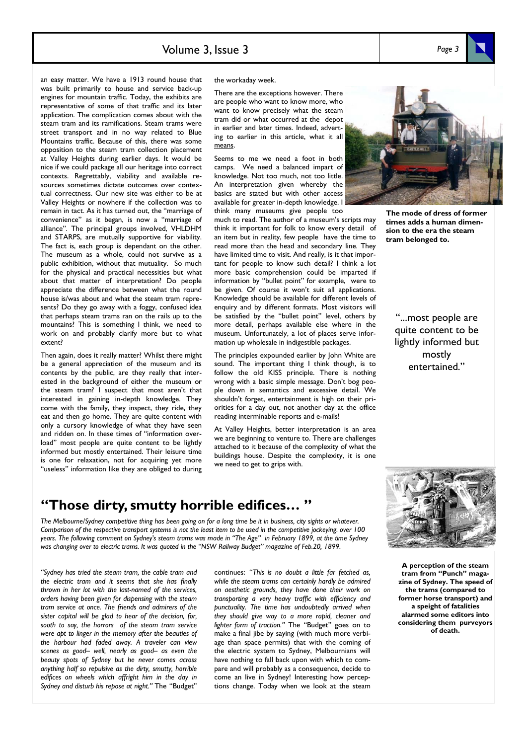an easy matter. We have a 1913 round house that was built primarily to house and service back-up engines for mountain traffic. Today, the exhibits are representative of some of that traffic and its later application. The complication comes about with the steam tram and its ramifications. Steam trams were street transport and in no way related to Blue Mountains traffic. Because of this, there was some opposition to the steam tram collection placement at Valley Heights during earlier days. It would be nice if we could package all our heritage into correct contexts. Regrettably, viability and available resources sometimes dictate outcomes over contextual correctness. Our new site was either to be at Valley Heights or nowhere if the collection was to remain in tact. As it has turned out, the "marriage of convenience" as it began, is now a "marriage of alliance". The principal groups involved, VHLDHM and STARPS, are mutually supportive for viability. The fact is, each group is dependant on the other. The museum as a whole, could not survive as a public exhibition, without that mutuality. So much for the physical and practical necessities but what about that matter of interpretation? Do people appreciate the difference between what the round house is/was about and what the steam tram represents? Do they go away with a foggy, confused idea that perhaps steam trams ran on the rails up to the mountains? This is something I think, we need to work on and probably clarify more but to what extent?

Then again, does it really matter? Whilst there might be a general appreciation of the museum and its contents by the public, are they really that interested in the background of either the museum or the steam tram? I suspect that most aren't that interested in gaining in-depth knowledge. They come with the family, they inspect, they ride, they eat and then go home. They are quite content with only a cursory knowledge of what they have seen and ridden on. In these times of "information overload" most people are quite content to be lightly informed but mostly entertained. Their leisure time is one for relaxation, not for acquiring yet more "useless" information like they are obliged to during the workaday week.

There are the exceptions however. There are people who want to know more, who want to know precisely what the steam tram did or what occurred at the depot in earlier and later times. Indeed, adverting to earlier in this article, what it all means.

Seems to me we need a foot in both camps. We need a balanced impart of knowledge. Not too much, not too little. An interpretation given whereby the basics are stated but with other access available for greater in-depth knowledge. I think many museums give people too much to read. The author of a museum's scripts may think it important for folk to know every detail of an item but in reality, few people have the time to read more than the head and secondary line. They have limited time to visit. And really, is it that important for people to know such detail? I think a lot more basic comprehension could be imparted if information by "bullet point" for example, were to be given. Of course it won't suit all applications. Knowledge should be available for different levels of enquiry and by different formats. Most visitors will be satisfied by the "bullet point" level, others by more detail, perhaps available else where in the museum. Unfortunately, a lot of places serve information up wholesale in indigestible packages.

The principles expounded earlier by John White are sound. The important thing I think though, is to follow the old KISS principle. There is nothing wrong with a basic simple message. Don't bog people down in semantics and excessive detail. We shouldn't forget, entertainment is high on their priorities for a day out, not another day at the office reading interminable reports and e-mails!

At Valley Heights, better interpretation is an area we are beginning to venture to. There are challenges attached to it because of the complexity of what the buildings house. Despite the complexity, it is one we need to get to grips with.

**The mode of dress of former times adds a human dimension to the era the steam tram belonged to.**

"...most people are quite content to be lightly informed but mostly entertained."

## "Those dirty, smutty horrible edifices… "

*The Melbourne/Sydney competitive thing has been going on for a long time be it in business, city sights or whatever. Comparison of the respective transport systems is not the least item to be used in the competitive jockeying. over 100 years. The following comment on Sydney's steam trams was made in "The Age" in February 1899, at the time Sydney was changing over to electric trams. It was quoted in the "NSW Railway Budget" magazine of Feb.20, 1899.*

*"Sydney has tried the steam tram, the cable tram and the electric tram and it seems that she has finally thrown in her lot with the last-named of the services, orders having been given for dispensing with the steam tram service at once. The friends and admirers of the sister capital will be glad to hear of the decision, for, sooth to say, the horrors of the steam tram service were apt to linger in the memory after the beauties of the harbour had faded away. A traveler can view scenes as good– well, nearly as good– as even the beauty spots of Sydney but he never comes across anything half so repulsive as the dirty, smutty, horrible edifices on wheels which affright him in the day in Sydney and disturb his repose at night."* The "Budget" continues: "*This is no doubt a little far fetched as, while the steam trams can certainly hardly be admired on aesthetic grounds, they have done their work on transporting a very heavy traffic with efficiency and punctuality. The time has undoubtedly arrived when they should give way to a more rapid, cleaner and lighter form of traction."* The "Budget" goes on to make a final jibe by saying (with much more verbiage than space permits) that with the coming of the electric system to Sydney, Melbournians will have nothing to fall back upon with which to compare and will probably as a consequence, decide to come an live in Sydney! Interesting how perceptions change. Today when we look at the steam

**A perception of the steam tram from "Punch" magazine of Sydney. The speed of the trams (compared to former horse transport) and a speight of fatalities alarmed some editors into considering them purveyors of death.**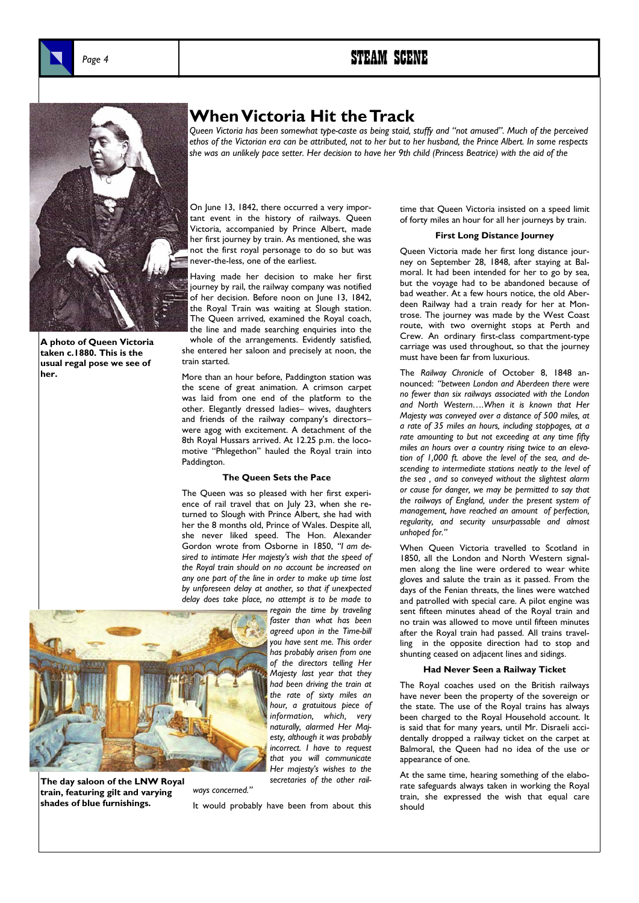# When Victoria Hit the Track

*Queen Victoria has been somewhat type-caste as being staid, stuffy and "not amused". Much of the perceived ethos of the Victorian era can be attributed, not to her but to her husband, the Prince Albert. In some respects she was an unlikely pace setter. Her decision to have her 9th child (Princess Beatrice) with the aid of the*

A photo of Queen Victoria taken c.1880. This is the usual regal pose we see of her.

On June 13, 1842, there occurred a very important event in the history of railways. Queen Victoria, accompanied by Prince Albert, made her first journey by train. As mentioned, she was not the first royal personage to do so but was never-the-less, one of the earliest.

Having made her decision to make her first journey by rail, the railway company was notified of her decision. Before noon on June 13, 1842, the Royal Train was waiting at Slough station. The Queen arrived, examined the Royal coach, the line and made searching enquiries into the whole of the arrangements. Evidently satisfied, she entered her saloon and precisely at noon, the train started.

More than an hour before, Paddington station was the scene of great animation. A crimson carpet was laid from one end of the platform to the other. Elegantly dressed ladies– wives, daughters and friends of the railway company's directors– were agog with excitement. A detachment of the 8th Royal Hussars arrived. At 12.25 p.m. the locomotive "Phlegethon" hauled the Royal train into Paddington.

### The Queen Sets the Pace

The Queen was so pleased with her first experience of rail travel that on July 23, when she returned to Slough with Prince Albert, she had with her the 8 months old, Prince of Wales. Despite all, she never liked speed. The Hon. Alexander Gordon wrote from Osborne in 1850, *"I am desired to intimate Her majesty's wish that the speed of the Royal train should on no account be increased on any one part of the line in order to make up time lost by unforeseen delay at another, so that if unexpected delay does take place, no attempt is to be made to regain the time by traveling faster than what has been agreed upon in the Time-bill you have sent me. This order has probably arisen from one of the directors telling Her Majesty last year that they had been driving the train at the rate of sixty miles an hour, a gratuitous piece of information, which, very naturally, alarmed Her Majesty, although it was probably incorrect. I have to request that you will communicate Her majesty's wishes to the secretaries of the other railways concerned."*

The day saloon of the LNW Royal train, featuring gilt and varying shades of blue furnishings.

It would probably have been from about this time that Queen Victoria insisted on a speed limit of forty miles an hour for all her journeys by train.

### First Long Distance Journey

Queen Victoria made her first long distance journey on September 28, 1848, after staying at Balmoral. It had been intended for her to go by sea, but the voyage had to be abandoned because of bad weather. At a few hours notice, the old Aberdeen Railway had a train ready for her at Montrose. The journey was made by the West Coast route, with two overnight stops at Perth and Crew. An ordinary first-class compartment-type carriage was used throughout, so that the journey must have been far from luxurious.

The *Railway Chronicle* of October 8, 1848 announced: *"between London and Aberdeen there were no fewer than six railways associated with the London and North Western….When it is known that Her Majesty was conveyed over a distance of 500 miles, at a rate of 35 miles an hours, including stoppages, at a rate amounting to but not exceeding at any time fifty miles an hours over a country rising twice to an elevation of 1,000 ft. above the level of the sea, and descending to intermediate stations neatly to the level of the sea , and so conveyed without the slightest alarm or cause for danger, we may be permitted to say that the railways of England, under the present system of management, have reached an amount of perfection, regularity, and security unsurpassable and almost unhoped for."*

When Queen Victoria travelled to Scotland in 1850, all the London and North Western signalmen along the line were ordered to wear white gloves and salute the train as it passed. From the days of the Fenian threats, the lines were watched and patrolled with special care. A pilot engine was sent fifteen minutes ahead of the Royal train and no train was allowed to move until fifteen minutes after the Royal train had passed. All trains travelling in the opposite direction had to stop and shunting ceased on adjacent lines and sidings.

### Had Never Seen a Railway Ticket

The Royal coaches used on the British railways have never been the property of the sovereign or the state. The use of the Royal trains has always been charged to the Royal Household account. It is said that for many years, until Mr. Disraeli accidentally dropped a railway ticket on the carpet at Balmoral, the Queen had no idea of the use or appearance of one.

At the same time, hearing something of the elaborate safeguards always taken in working the Royal train, she expressed the wish that equal care should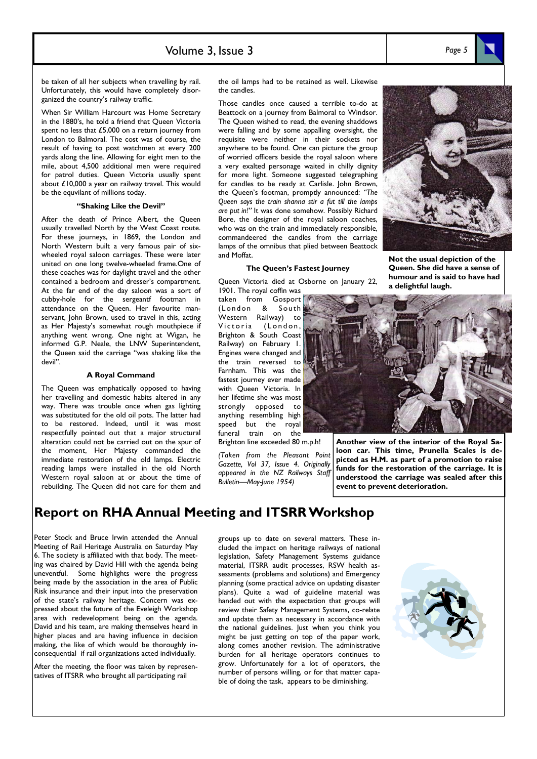be taken of all her subjects when travelling by rail. Unfortunately, this would have completely disorganized the country's railway traffic.

When Sir William Harcourt was Home Secretary in the 1880's, he told a friend that Queen Victoria spent no less that £5,000 on a return journey from London to Balmoral. The cost was of course, the result of having to post watchmen at every 200 yards along the line. Allowing for eight men to the mile, about 4,500 additional men were required for patrol duties. Queen Victoria usually spent about £10,000 a year on railway travel. This would be the equvilant of millions today.

#### "Shaking Like the Devil"

After the death of Prince Albert, the Queen usually travelled North by the West Coast route. For these journeys, in 1869, the London and North Western built a very famous pair of six-wheeled royal saloon carriages. These were later united on one long twelve-wheeled frame.One of these coaches was for daylight travel and the other contained a bedroom and dresser's compartment. At the far end of the day saloon was a sort of cubby-hole for the sergeantf footman in attendance on the Queen. Her favourite man-servant, John Brown, used to travel in this, acting as Her Majesty's somewhat rough mouthpiece if anything went wrong. One night at Wigan, he informed G.P. Neale, the LNW Superintendent, the Queen said the carriage "was shaking like the devil".

#### A Royal Command

The Queen was emphatically opposed to having her travelling and domestic habits altered in any way. There was trouble once when gas lighting was substituted for the old oil pots. The latter had to be restored. Indeed, until it was most respectfully pointed out that a major structural alteration could not be carried out on the spur of the moment, Her Majesty commanded the immediate restoration of the old lamps. Electric reading lamps were installed in the old North Western royal saloon at or about the time of rebuilding. The Queen did not care for them and the oil lamps had to be retained as well. Likewise the candles.

Those candles once caused a terrible to-do at Beattock on a journey from Balmoral to Windsor. The Queen wished to read, the evening shaddows were falling and by some appalling oversight, the requisite were neither in their sockets nor anywhere to be found. One can picture the group of worried officers beside the royal saloon where a very exalted personage waited in chilly dignity for more light. Someone suggested telegraphing for candles to be ready at Carlisle. John Brown, the Queen's footman, promptly announced: *"The Queen says the train shanna stir a fut till the lamps are put in!"* It was done somehow. Possibly Richard Bore, the designer of the royal saloon coaches, who was on the train and immediately responsible, commandeered the candles from the carriage lamps of the omnibus that plied between Beattock and Moffat.

#### The Queen's Fastest Journey

Queen Victoria died at Osborne on January 22, 1901. The royal coffin was taken from Gosport (London & South Western Railway) to Victoria (London, Brighton & South Coast Railway) on February 1. Engines were changed and the train reversed to Farnham. This was the fastest journey ever made with Queen Victoria. In her lifetime she was most strongly opposed to anything resembling high speed but the royal funeral train on the Brighton line exceeded 80 m.p.h!

*(Taken from the Pleasant Point Gazette, Vol 37, Issue 4. Originally appeared in the NZ Railways Staff Bulletin—May-June 1954)*

**Not the usual depiction of the Queen. She did have a sense of humour and is said to have had a delightful laugh.**

**Another view of the interior of the Royal Saloon car. This time, Prunella Scales is depicted as H.M. as part of a promotion to raise funds for the restoration of the carriage. It is understood the carriage was sealed after this event to prevent deterioration.**

## Report on RHA Annual Meeting and ITSRR Workshop

Peter Stock and Bruce Irwin attended the Annual Meeting of Rail Heritage Australia on Saturday May 6. The society is affiliated with that body. The meeting was chaired by David Hill with the agenda being uneventful. Some highlights were the progress being made by the association in the area of Public Risk insurance and their input into the preservation of the state's railway heritage. Concern was expressed about the future of the Eveleigh Workshop area with redevelopment being on the agenda. David and his team, are making themselves heard in higher places and are having influence in decision making, the like of which would be thoroughly inconsequential if rail organizations acted individually.

After the meeting, the floor was taken by representatives of ITSRR who brought all participating rail groups up to date on several matters. These included the impact on heritage railways of national legislation, Safety Management Systems guidance material, ITSRR audit processes, RSW health assessments (problems and solutions) and Emergency planning (some practical advice on updating disaster plans). Quite a wad of guideline material was handed out with the expectation that groups will review their Safety Management Systems, co-relate and update them as necessary in accordance with the national guidelines. Just when you think you might be just getting on top of the paper work, along comes another revision. The administrative burden for all heritage operators continues to grow. Unfortunately for a lot of operators, the number of persons willing, or for that matter capable of doing the task, appears to be diminishing.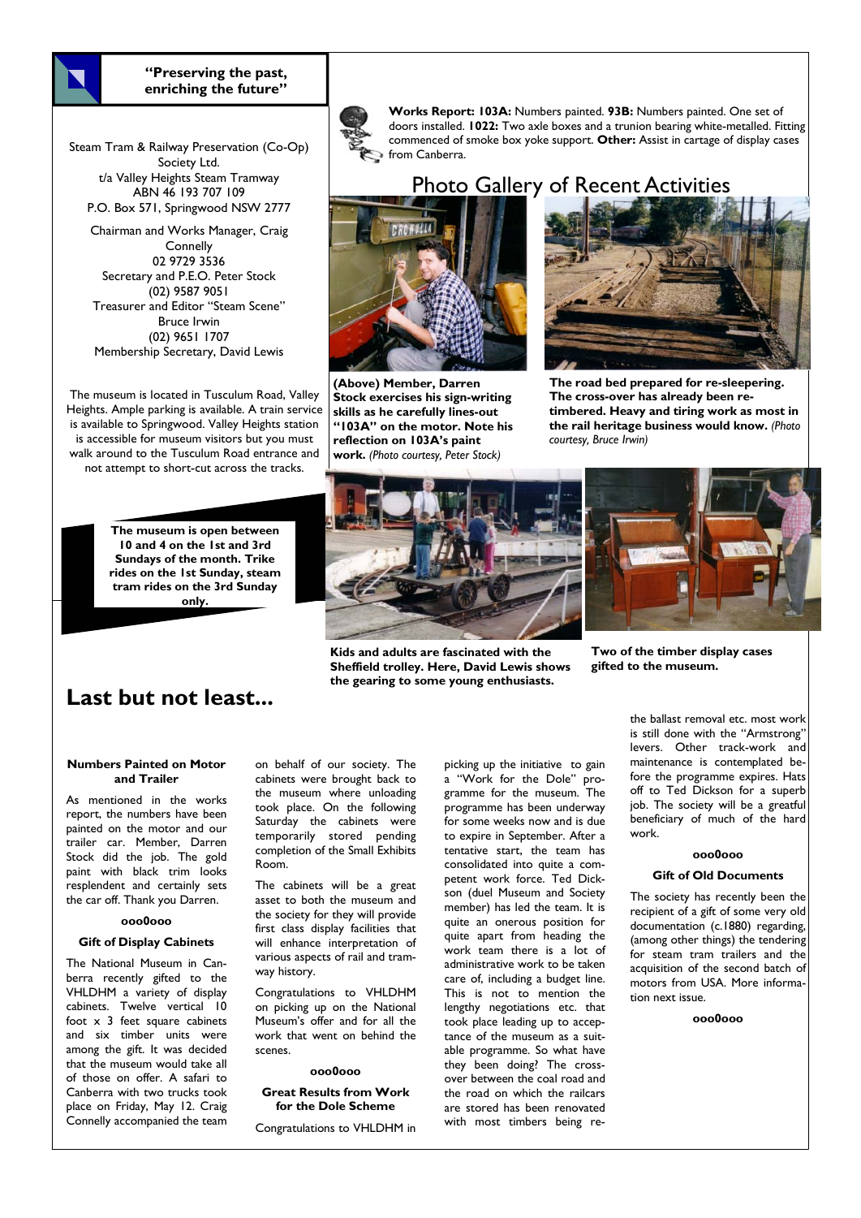**"Preserving the past, enriching the future"**

Steam Tram & Railway Preservation (Co-Op) Society Ltd.
t/a Valley Heights Steam Tramway
ABN 46 193 707 109
P.O. Box 571, Springwood NSW 2777

Chairman and Works Manager, Craig Connelly
02 9729 3536
Secretary and P.E.O. Peter Stock
(02) 9587 9051
Treasurer and Editor "Steam Scene"
Bruce Irwin
(02) 9651 1707
Membership Secretary, David Lewis

The museum is located in Tusculum Road, Valley Heights. Ample parking is available. A train service is available to Springwood. Valley Heights station is accessible for museum visitors but you must walk around to the Tusculum Road entrance and not attempt to short-cut across the tracks.

**The museum is open between 10 and 4 on the 1st and 3rd Sundays of the month. Trike rides on the 1st Sunday, steam tram rides on the 3rd Sunday only.**

**Works Report: 103A:** Numbers painted. **93B:** Numbers painted. One set of doors installed. **1022:** Two axle boxes and a trunion bearing white-metalled. Fitting commenced of smoke box yoke support. **Other:** Assist in cartage of display cases from Canberra.

## Photo Gallery of Recent Activities

**(Above) Member, Darren Stock exercises his sign-writing skills as he carefully lines-out "103A" on the motor. Note his reflection on 103A's paint work.** *(Photo courtesy, Peter Stock)*

**The road bed prepared for re-sleepering. The cross-over has already been re-timbered. Heavy and tiring work as most in the rail heritage business would know.** *(Photo courtesy, Bruce Irwin)*

**Kids and adults are fascinated with the Sheffield trolley. Here, David Lewis shows the gearing to some young enthusiasts.**

**Two of the timber display cases gifted to the museum.**

# Last but not least...

### Numbers Painted on Motor and Trailer

As mentioned in the works report, the numbers have been painted on the motor and our trailer car. Member, Darren Stock did the job. The gold paint with black trim looks resplendent and certainly sets the car off. Thank you Darren.

**ooo0ooo**

### Gift of Display Cabinets

The National Museum in Canberra recently gifted to the VHLDHM a variety of display cabinets. Twelve vertical 10 foot x 3 feet square cabinets and six timber units were among the gift. It was decided that the museum would take all of those on offer. A safari to Canberra with two trucks took place on Friday, May 12. Craig Connelly accompanied the team on behalf of our society. The cabinets were brought back to the museum where unloading took place. On the following Saturday the cabinets were temporarily stored pending completion of the Small Exhibits Room.

The cabinets will be a great asset to both the museum and the society for they will provide first class display facilities that will enhance interpretation of various aspects of rail and tramway history.

Congratulations to VHLDHM on picking up on the National Museum's offer and for all the work that went on behind the scenes.

**ooo0ooo**

### Great Results from Work for the Dole Scheme

Congratulations to VHLDHM in picking up the initiative to gain a "Work for the Dole" programme for the museum. The programme has been underway for some weeks now and is due to expire in September. After a tentative start, the team has consolidated into quite a competent work force. Ted Dickson (duel Museum and Society member) has led the team. It is quite an onerous position for quite apart from heading the work team there is a lot of administrative work to be taken care of, including a budget line. This is not to mention the lengthy negotiations etc. that took place leading up to acceptance of the museum as a suitable programme. So what have they been doing? The crossover between the coal road and the road on which the railcars are stored has been renovated with most timbers being re- the ballast removal etc. most work is still done with the "Armstrong" levers. Other track-work and maintenance is contemplated before the programme expires. Hats off to Ted Dickson for a superb job. The society will be a greatful beneficiary of much of the hard work.

**ooo0ooo**

### Gift of Old Documents

The society has recently been the recipient of a gift of some very old documentation (c.1880) regarding, (among other things) the tendering for steam tram trailers and the acquisition of the second batch of motors from USA. More information next issue.

**ooo0ooo**